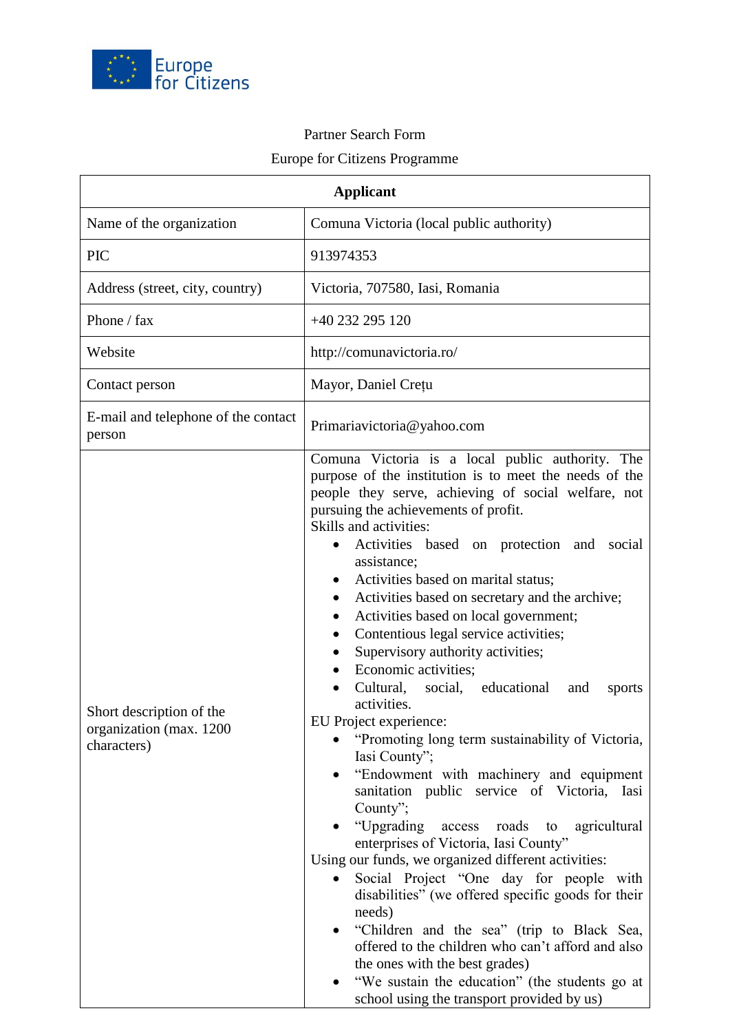Europe for Citizens

Partner Search Form

Europe for Citizens Programme

| Applicant | |
|---|---|
| Name of the organization | Comuna Victoria (local public authority) |
| PIC | 913974353 |
| Address (street, city, country) | Victoria, 707580, Iasi, Romania |
| Phone / fax | +40 232 295 120 |
| Website | http://comunavictoria.ro/ |
| Contact person | Mayor, Daniel Crețu |
| E-mail and telephone of the contact person | Primariavictoria@yahoo.com |
| Short description of the organization (max. 1200 characters) | Comuna Victoria is a local public authority. The purpose of the institution is to meet the needs of the people they serve, achieving of social welfare, not pursuing the achievements of profit.<br>Skills and activities:<br>• Activities based on protection and social assistance;<br>• Activities based on marital status;<br>• Activities based on secretary and the archive;<br>• Activities based on local government;<br>• Contentious legal service activities;<br>• Supervisory authority activities;<br>• Economic activities;<br>• Cultural, social, educational and sports activities.<br>EU Project experience:<br>• "Promoting long term sustainability of Victoria, Iasi County";<br>• "Endowment with machinery and equipment sanitation public service of Victoria, Iasi County";<br>• "Upgrading access roads to agricultural enterprises of Victoria, Iasi County"<br>Using our funds, we organized different activities:<br>• Social Project "One day for people with disabilities" (we offered specific goods for their needs)<br>• "Children and the sea" (trip to Black Sea, offered to the children who can't afford and also the ones with the best grades)<br>• "We sustain the education" (the students go at school using the transport provided by us) |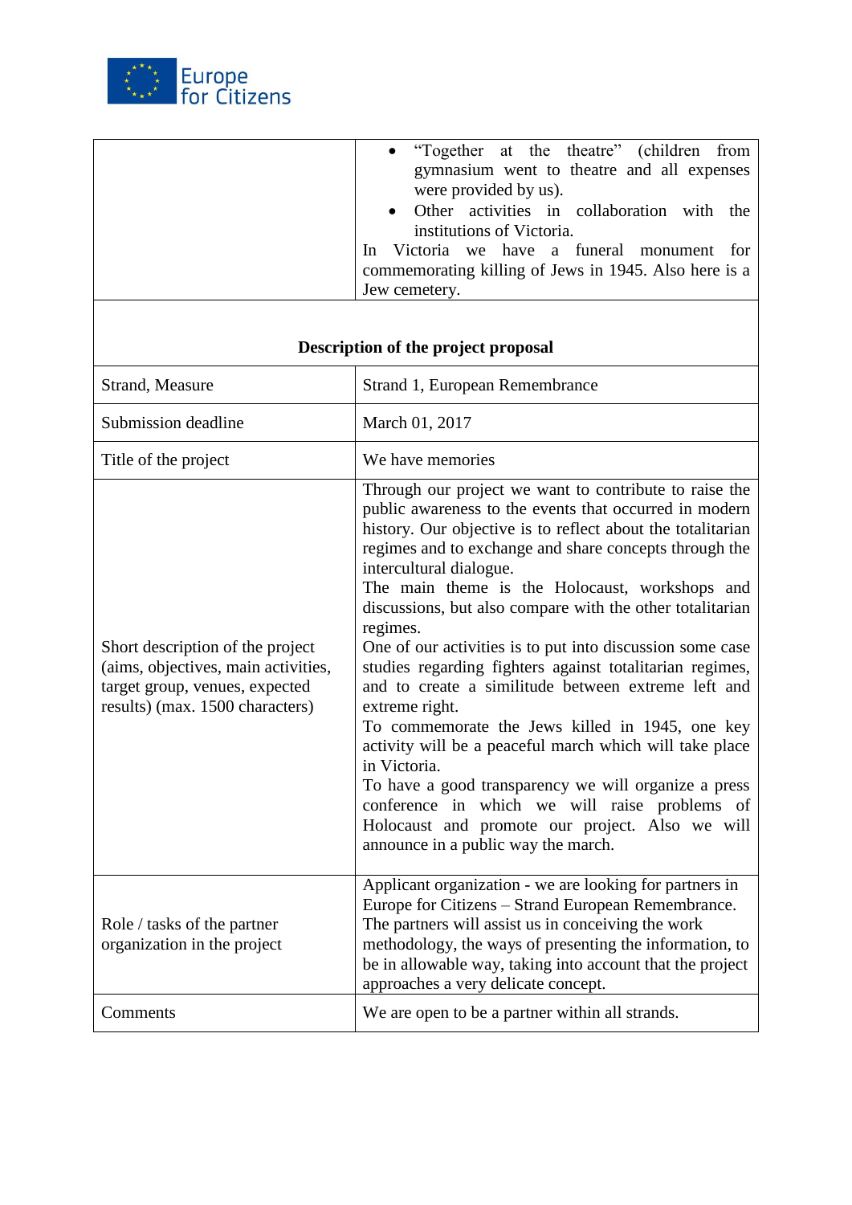| | |
|---|---|
| | • "Together at the theatre" (children from gymnasium went to theatre and all expenses were provided by us).<br>• Other activities in collaboration with the institutions of Victoria.<br>In Victoria we have a funeral monument for commemorating killing of Jews in 1945. Also here is a Jew cemetery. |
| **Description of the project proposal** | |
| Strand, Measure | Strand 1, European Remembrance |
| Submission deadline | March 01, 2017 |
| Title of the project | We have memories |
| Short description of the project (aims, objectives, main activities, target group, venues, expected results) (max. 1500 characters) | Through our project we want to contribute to raise the public awareness to the events that occurred in modern history. Our objective is to reflect about the totalitarian regimes and to exchange and share concepts through the intercultural dialogue.<br>The main theme is the Holocaust, workshops and discussions, but also compare with the other totalitarian regimes.<br>One of our activities is to put into discussion some case studies regarding fighters against totalitarian regimes, and to create a similitude between extreme left and extreme right.<br>To commemorate the Jews killed in 1945, one key activity will be a peaceful march which will take place in Victoria.<br>To have a good transparency we will organize a press conference in which we will raise problems of Holocaust and promote our project. Also we will announce in a public way the march. |
| Role / tasks of the partner organization in the project | Applicant organization - we are looking for partners in Europe for Citizens – Strand European Remembrance.<br>The partners will assist us in conceiving the work methodology, the ways of presenting the information, to be in allowable way, taking into account that the project approaches a very delicate concept. |
| Comments | We are open to be a partner within all strands. |